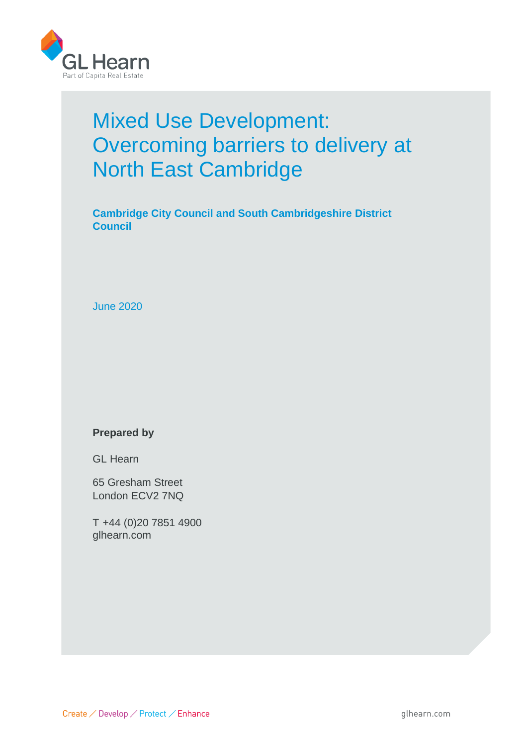# Mixed Use Development: Overcoming barriers to delivery at North East Cambridge

**Cambridge City Council and South Cambridgeshire District Council**

June 2020

**Prepared by**

GL Hearn

65 Gresham Street
London ECV2 7NQ

T +44 (0)20 7851 4900
glhearn.com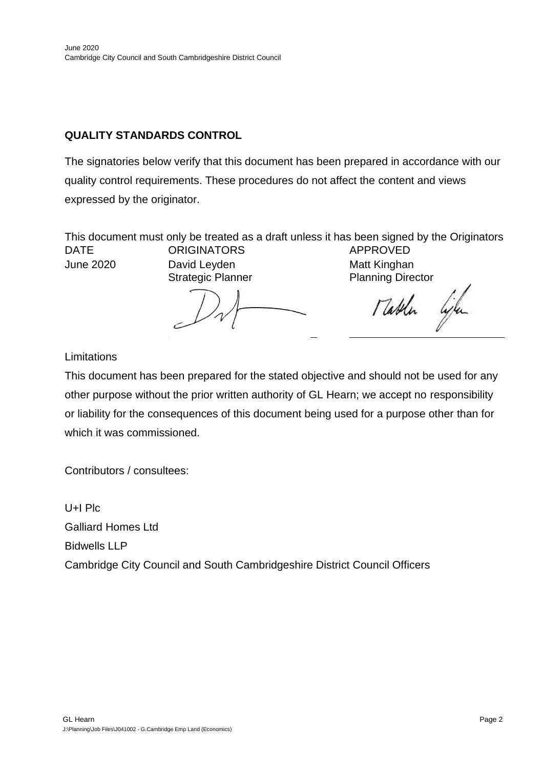**QUALITY STANDARDS CONTROL**

The signatories below verify that this document has been prepared in accordance with our quality control requirements. These procedures do not affect the content and views expressed by the originator.

This document must only be treated as a draft unless it has been signed by the Originators

| DATE | ORIGINATORS | APPROVED |
| --- | --- | --- |
| June 2020 | David Leyden<br>Strategic Planner | Matt Kinghan<br>Planning Director |

Limitations

This document has been prepared for the stated objective and should not be used for any other purpose without the prior written authority of GL Hearn; we accept no responsibility or liability for the consequences of this document being used for a purpose other than for which it was commissioned.

Contributors / consultees:

U+I Plc

Galliard Homes Ltd

Bidwells LLP

Cambridge City Council and South Cambridgeshire District Council Officers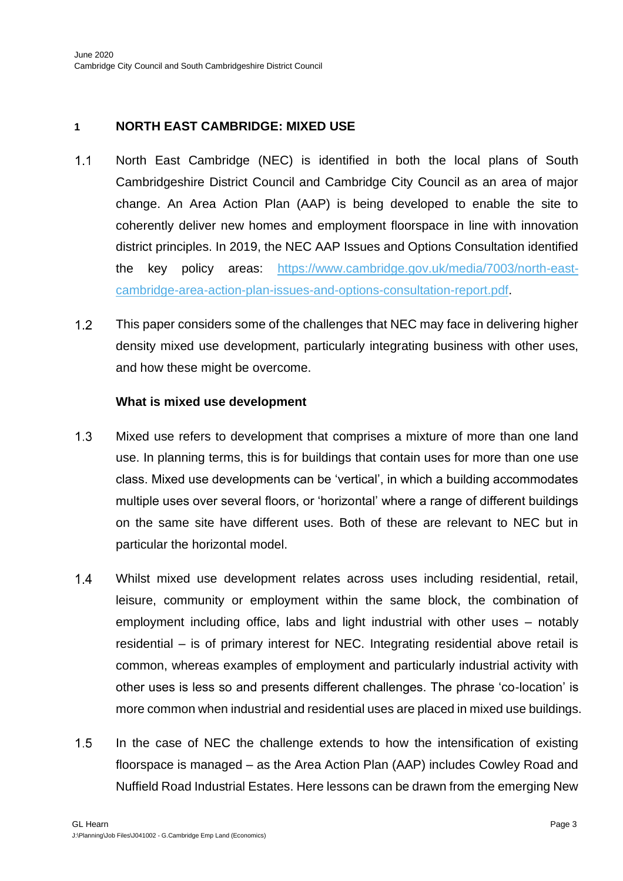## 1 NORTH EAST CAMBRIDGE: MIXED USE

1.1 North East Cambridge (NEC) is identified in both the local plans of South Cambridgeshire District Council and Cambridge City Council as an area of major change. An Area Action Plan (AAP) is being developed to enable the site to coherently deliver new homes and employment floorspace in line with innovation district principles. In 2019, the NEC AAP Issues and Options Consultation identified the key policy areas: https://www.cambridge.gov.uk/media/7003/north-east-cambridge-area-action-plan-issues-and-options-consultation-report.pdf.

1.2 This paper considers some of the challenges that NEC may face in delivering higher density mixed use development, particularly integrating business with other uses, and how these might be overcome.

### What is mixed use development

1.3 Mixed use refers to development that comprises a mixture of more than one land use. In planning terms, this is for buildings that contain uses for more than one use class. Mixed use developments can be 'vertical', in which a building accommodates multiple uses over several floors, or 'horizontal' where a range of different buildings on the same site have different uses. Both of these are relevant to NEC but in particular the horizontal model.

1.4 Whilst mixed use development relates across uses including residential, retail, leisure, community or employment within the same block, the combination of employment including office, labs and light industrial with other uses – notably residential – is of primary interest for NEC. Integrating residential above retail is common, whereas examples of employment and particularly industrial activity with other uses is less so and presents different challenges. The phrase 'co-location' is more common when industrial and residential uses are placed in mixed use buildings.

1.5 In the case of NEC the challenge extends to how the intensification of existing floorspace is managed – as the Area Action Plan (AAP) includes Cowley Road and Nuffield Road Industrial Estates. Here lessons can be drawn from the emerging New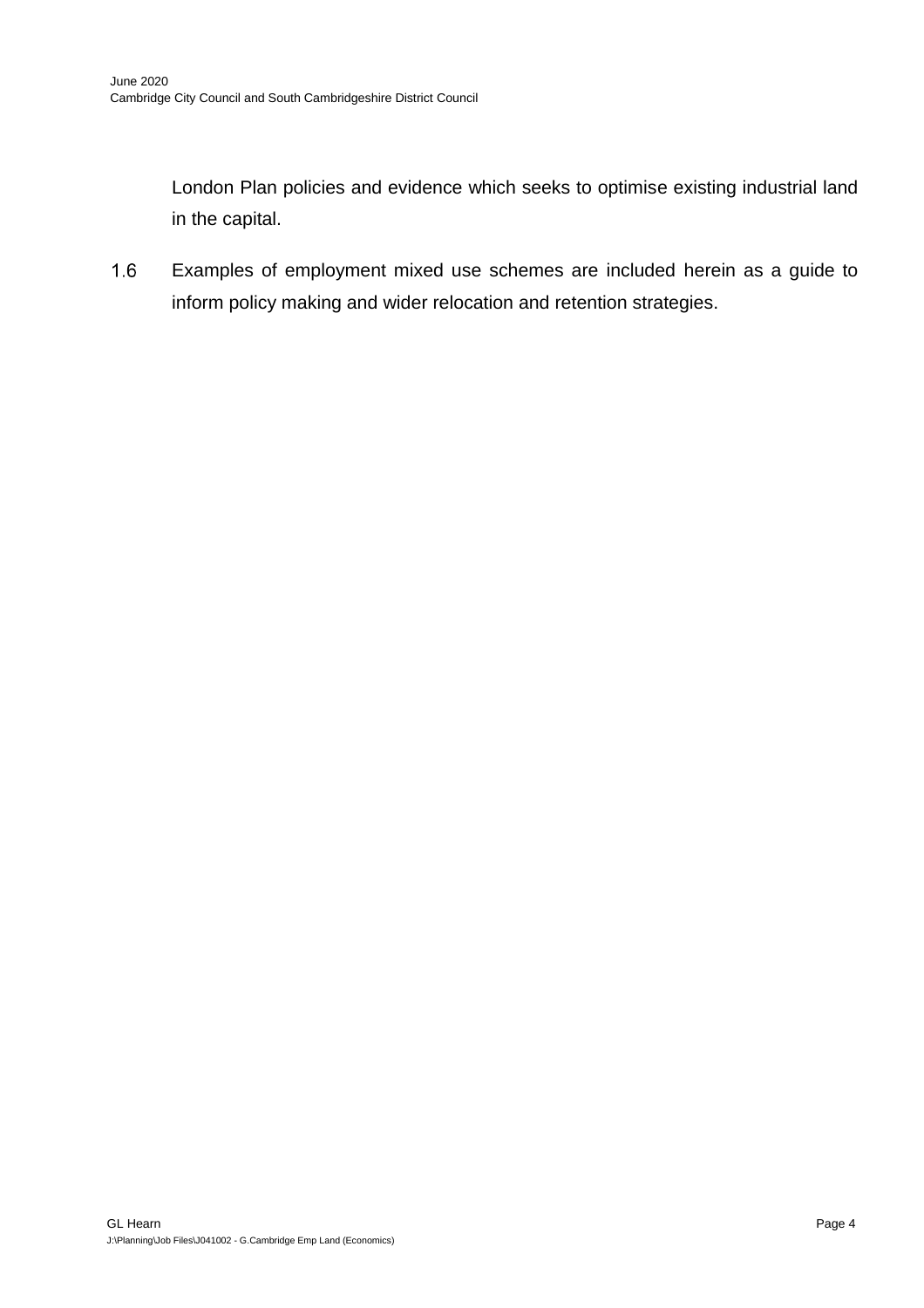London Plan policies and evidence which seeks to optimise existing industrial land in the capital.

1.6 Examples of employment mixed use schemes are included herein as a guide to inform policy making and wider relocation and retention strategies.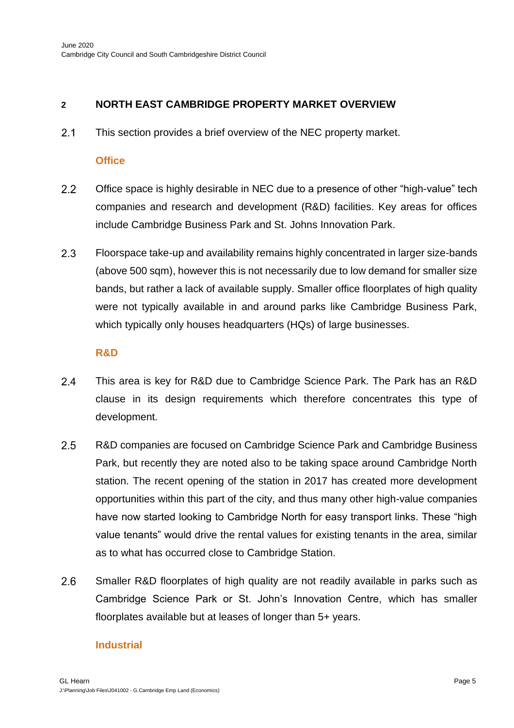## 2 NORTH EAST CAMBRIDGE PROPERTY MARKET OVERVIEW

2.1 This section provides a brief overview of the NEC property market.

### Office

2.2 Office space is highly desirable in NEC due to a presence of other "high-value" tech companies and research and development (R&D) facilities. Key areas for offices include Cambridge Business Park and St. Johns Innovation Park.

2.3 Floorspace take-up and availability remains highly concentrated in larger size-bands (above 500 sqm), however this is not necessarily due to low demand for smaller size bands, but rather a lack of available supply. Smaller office floorplates of high quality were not typically available in and around parks like Cambridge Business Park, which typically only houses headquarters (HQs) of large businesses.

### R&D

2.4 This area is key for R&D due to Cambridge Science Park. The Park has an R&D clause in its design requirements which therefore concentrates this type of development.

2.5 R&D companies are focused on Cambridge Science Park and Cambridge Business Park, but recently they are noted also to be taking space around Cambridge North station. The recent opening of the station in 2017 has created more development opportunities within this part of the city, and thus many other high-value companies have now started looking to Cambridge North for easy transport links. These "high value tenants" would drive the rental values for existing tenants in the area, similar as to what has occurred close to Cambridge Station.

2.6 Smaller R&D floorplates of high quality are not readily available in parks such as Cambridge Science Park or St. John's Innovation Centre, which has smaller floorplates available but at leases of longer than 5+ years.

### Industrial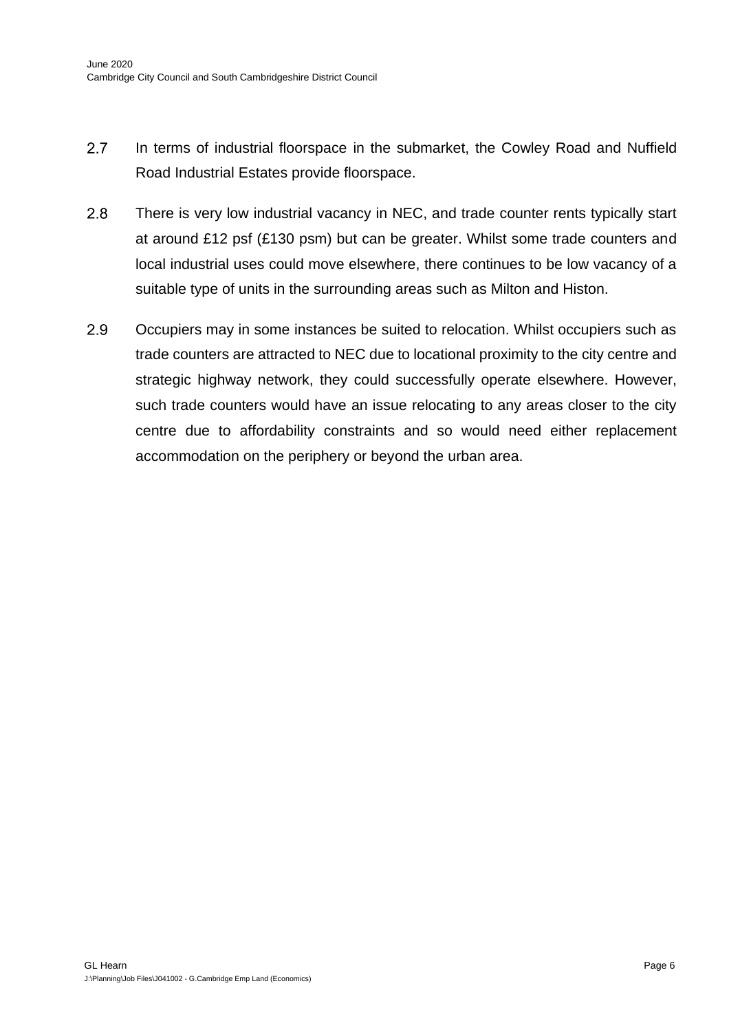2.7 In terms of industrial floorspace in the submarket, the Cowley Road and Nuffield Road Industrial Estates provide floorspace.

2.8 There is very low industrial vacancy in NEC, and trade counter rents typically start at around £12 psf (£130 psm) but can be greater. Whilst some trade counters and local industrial uses could move elsewhere, there continues to be low vacancy of a suitable type of units in the surrounding areas such as Milton and Histon.

2.9 Occupiers may in some instances be suited to relocation. Whilst occupiers such as trade counters are attracted to NEC due to locational proximity to the city centre and strategic highway network, they could successfully operate elsewhere. However, such trade counters would have an issue relocating to any areas closer to the city centre due to affordability constraints and so would need either replacement accommodation on the periphery or beyond the urban area.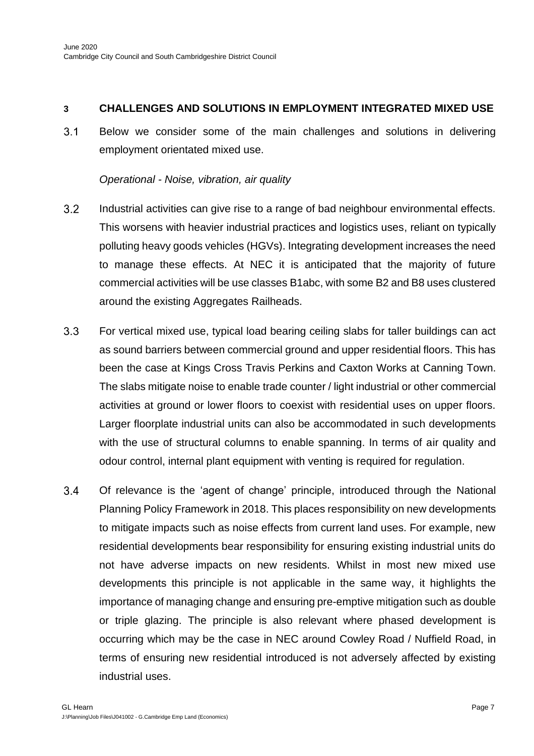## 3 CHALLENGES AND SOLUTIONS IN EMPLOYMENT INTEGRATED MIXED USE

3.1 Below we consider some of the main challenges and solutions in delivering employment orientated mixed use.

*Operational - Noise, vibration, air quality*

3.2 Industrial activities can give rise to a range of bad neighbour environmental effects. This worsens with heavier industrial practices and logistics uses, reliant on typically polluting heavy goods vehicles (HGVs). Integrating development increases the need to manage these effects. At NEC it is anticipated that the majority of future commercial activities will be use classes B1abc, with some B2 and B8 uses clustered around the existing Aggregates Railheads.

3.3 For vertical mixed use, typical load bearing ceiling slabs for taller buildings can act as sound barriers between commercial ground and upper residential floors. This has been the case at Kings Cross Travis Perkins and Caxton Works at Canning Town. The slabs mitigate noise to enable trade counter / light industrial or other commercial activities at ground or lower floors to coexist with residential uses on upper floors. Larger floorplate industrial units can also be accommodated in such developments with the use of structural columns to enable spanning. In terms of air quality and odour control, internal plant equipment with venting is required for regulation.

3.4 Of relevance is the 'agent of change' principle, introduced through the National Planning Policy Framework in 2018. This places responsibility on new developments to mitigate impacts such as noise effects from current land uses. For example, new residential developments bear responsibility for ensuring existing industrial units do not have adverse impacts on new residents. Whilst in most new mixed use developments this principle is not applicable in the same way, it highlights the importance of managing change and ensuring pre-emptive mitigation such as double or triple glazing. The principle is also relevant where phased development is occurring which may be the case in NEC around Cowley Road / Nuffield Road, in terms of ensuring new residential introduced is not adversely affected by existing industrial uses.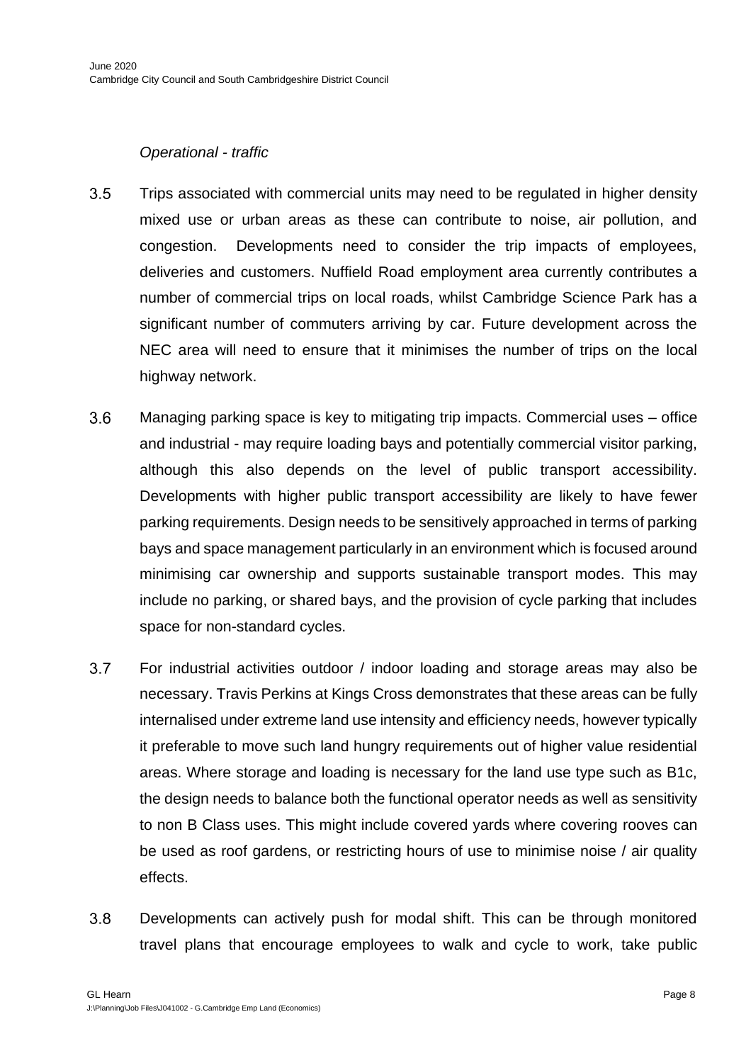*Operational - traffic*

3.5 Trips associated with commercial units may need to be regulated in higher density mixed use or urban areas as these can contribute to noise, air pollution, and congestion. Developments need to consider the trip impacts of employees, deliveries and customers. Nuffield Road employment area currently contributes a number of commercial trips on local roads, whilst Cambridge Science Park has a significant number of commuters arriving by car. Future development across the NEC area will need to ensure that it minimises the number of trips on the local highway network.

3.6 Managing parking space is key to mitigating trip impacts. Commercial uses – office and industrial - may require loading bays and potentially commercial visitor parking, although this also depends on the level of public transport accessibility. Developments with higher public transport accessibility are likely to have fewer parking requirements. Design needs to be sensitively approached in terms of parking bays and space management particularly in an environment which is focused around minimising car ownership and supports sustainable transport modes. This may include no parking, or shared bays, and the provision of cycle parking that includes space for non-standard cycles.

3.7 For industrial activities outdoor / indoor loading and storage areas may also be necessary. Travis Perkins at Kings Cross demonstrates that these areas can be fully internalised under extreme land use intensity and efficiency needs, however typically it preferable to move such land hungry requirements out of higher value residential areas. Where storage and loading is necessary for the land use type such as B1c, the design needs to balance both the functional operator needs as well as sensitivity to non B Class uses. This might include covered yards where covering rooves can be used as roof gardens, or restricting hours of use to minimise noise / air quality effects.

3.8 Developments can actively push for modal shift. This can be through monitored travel plans that encourage employees to walk and cycle to work, take public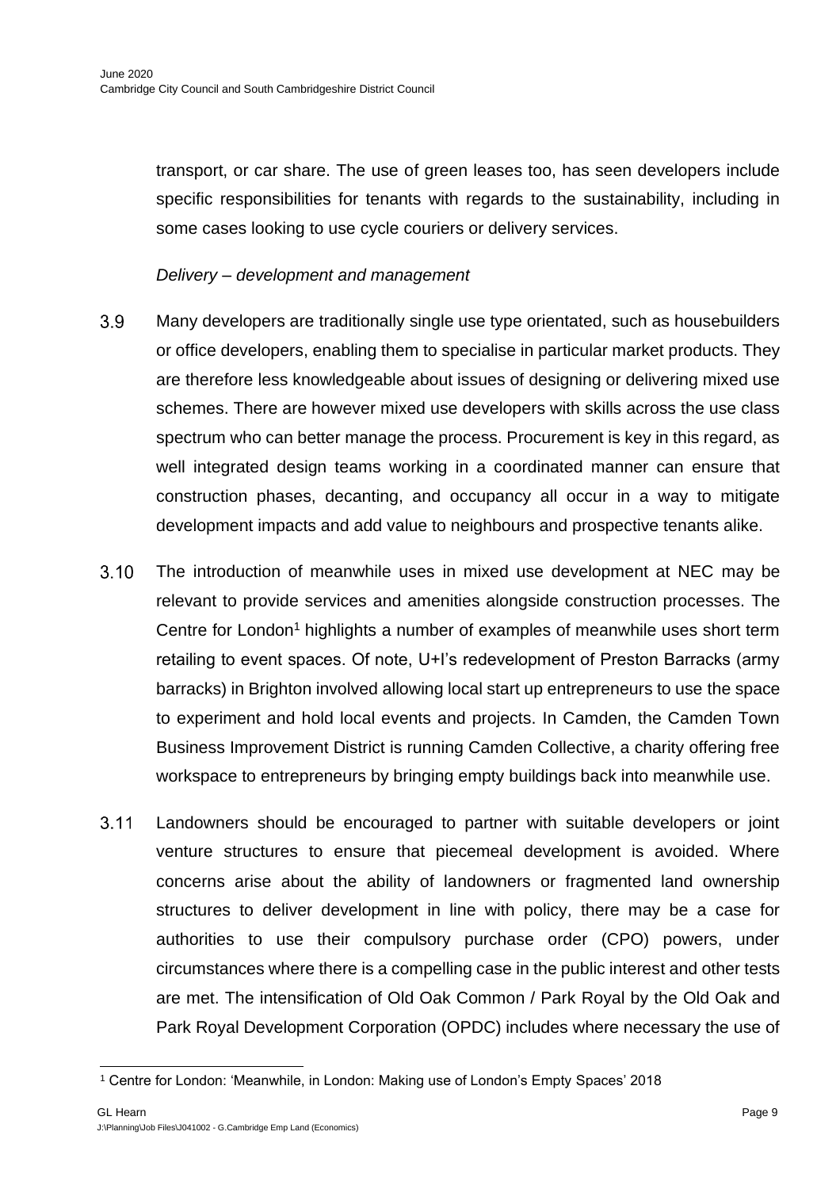transport, or car share. The use of green leases too, has seen developers include specific responsibilities for tenants with regards to the sustainability, including in some cases looking to use cycle couriers or delivery services.

*Delivery – development and management*

3.9 Many developers are traditionally single use type orientated, such as housebuilders or office developers, enabling them to specialise in particular market products. They are therefore less knowledgeable about issues of designing or delivering mixed use schemes. There are however mixed use developers with skills across the use class spectrum who can better manage the process. Procurement is key in this regard, as well integrated design teams working in a coordinated manner can ensure that construction phases, decanting, and occupancy all occur in a way to mitigate development impacts and add value to neighbours and prospective tenants alike.

3.10 The introduction of meanwhile uses in mixed use development at NEC may be relevant to provide services and amenities alongside construction processes. The Centre for London[1] highlights a number of examples of meanwhile uses short term retailing to event spaces. Of note, U+I's redevelopment of Preston Barracks (army barracks) in Brighton involved allowing local start up entrepreneurs to use the space to experiment and hold local events and projects. In Camden, the Camden Town Business Improvement District is running Camden Collective, a charity offering free workspace to entrepreneurs by bringing empty buildings back into meanwhile use.

3.11 Landowners should be encouraged to partner with suitable developers or joint venture structures to ensure that piecemeal development is avoided. Where concerns arise about the ability of landowners or fragmented land ownership structures to deliver development in line with policy, there may be a case for authorities to use their compulsory purchase order (CPO) powers, under circumstances where there is a compelling case in the public interest and other tests are met. The intensification of Old Oak Common / Park Royal by the Old Oak and Park Royal Development Corporation (OPDC) includes where necessary the use of

[1] Centre for London: 'Meanwhile, in London: Making use of London's Empty Spaces' 2018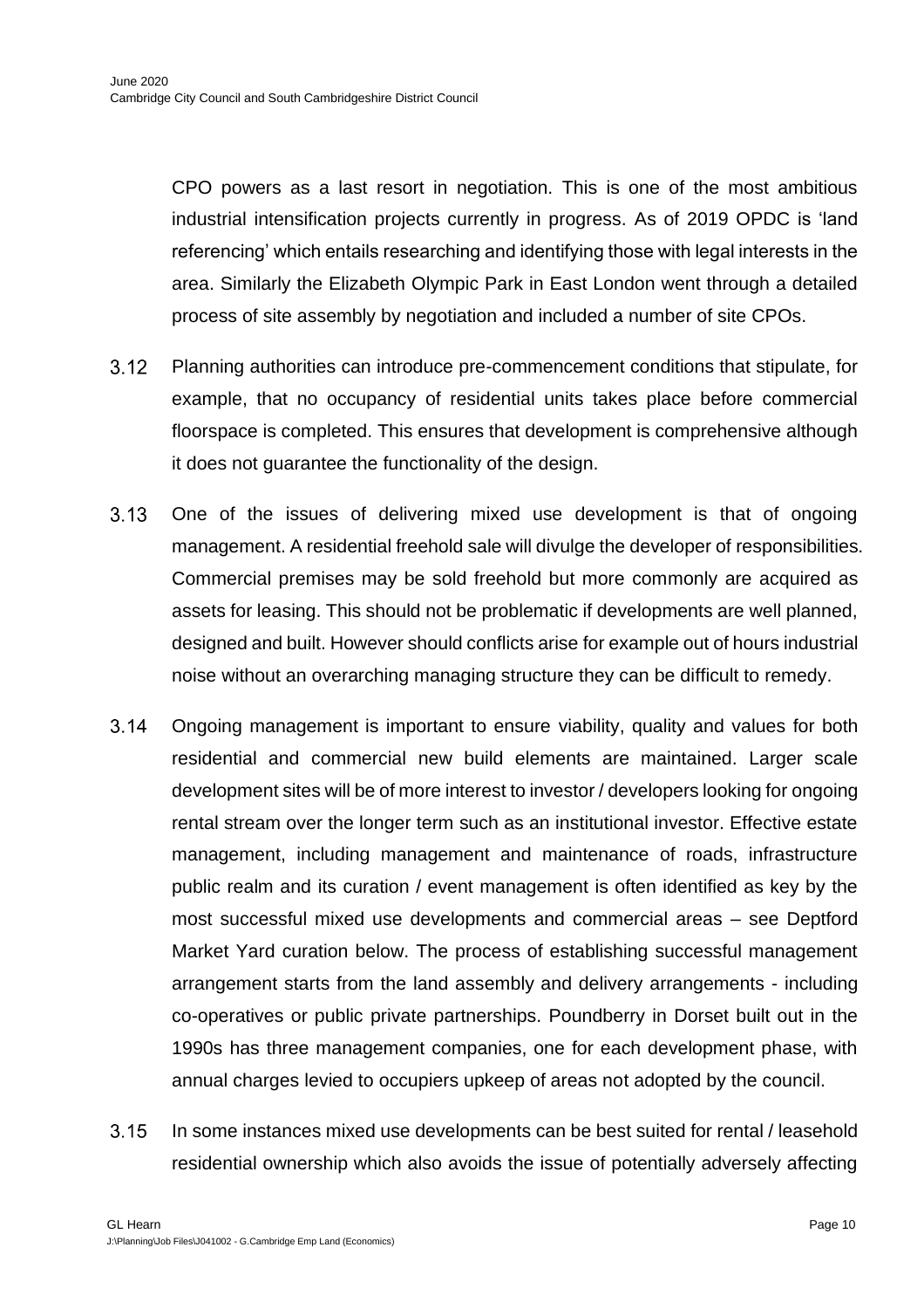CPO powers as a last resort in negotiation. This is one of the most ambitious industrial intensification projects currently in progress. As of 2019 OPDC is 'land referencing' which entails researching and identifying those with legal interests in the area. Similarly the Elizabeth Olympic Park in East London went through a detailed process of site assembly by negotiation and included a number of site CPOs.

3.12 Planning authorities can introduce pre-commencement conditions that stipulate, for example, that no occupancy of residential units takes place before commercial floorspace is completed. This ensures that development is comprehensive although it does not guarantee the functionality of the design.

3.13 One of the issues of delivering mixed use development is that of ongoing management. A residential freehold sale will divulge the developer of responsibilities. Commercial premises may be sold freehold but more commonly are acquired as assets for leasing. This should not be problematic if developments are well planned, designed and built. However should conflicts arise for example out of hours industrial noise without an overarching managing structure they can be difficult to remedy.

3.14 Ongoing management is important to ensure viability, quality and values for both residential and commercial new build elements are maintained. Larger scale development sites will be of more interest to investor / developers looking for ongoing rental stream over the longer term such as an institutional investor. Effective estate management, including management and maintenance of roads, infrastructure public realm and its curation / event management is often identified as key by the most successful mixed use developments and commercial areas – see Deptford Market Yard curation below. The process of establishing successful management arrangement starts from the land assembly and delivery arrangements - including co-operatives or public private partnerships. Poundberry in Dorset built out in the 1990s has three management companies, one for each development phase, with annual charges levied to occupiers upkeep of areas not adopted by the council.

3.15 In some instances mixed use developments can be best suited for rental / leasehold residential ownership which also avoids the issue of potentially adversely affecting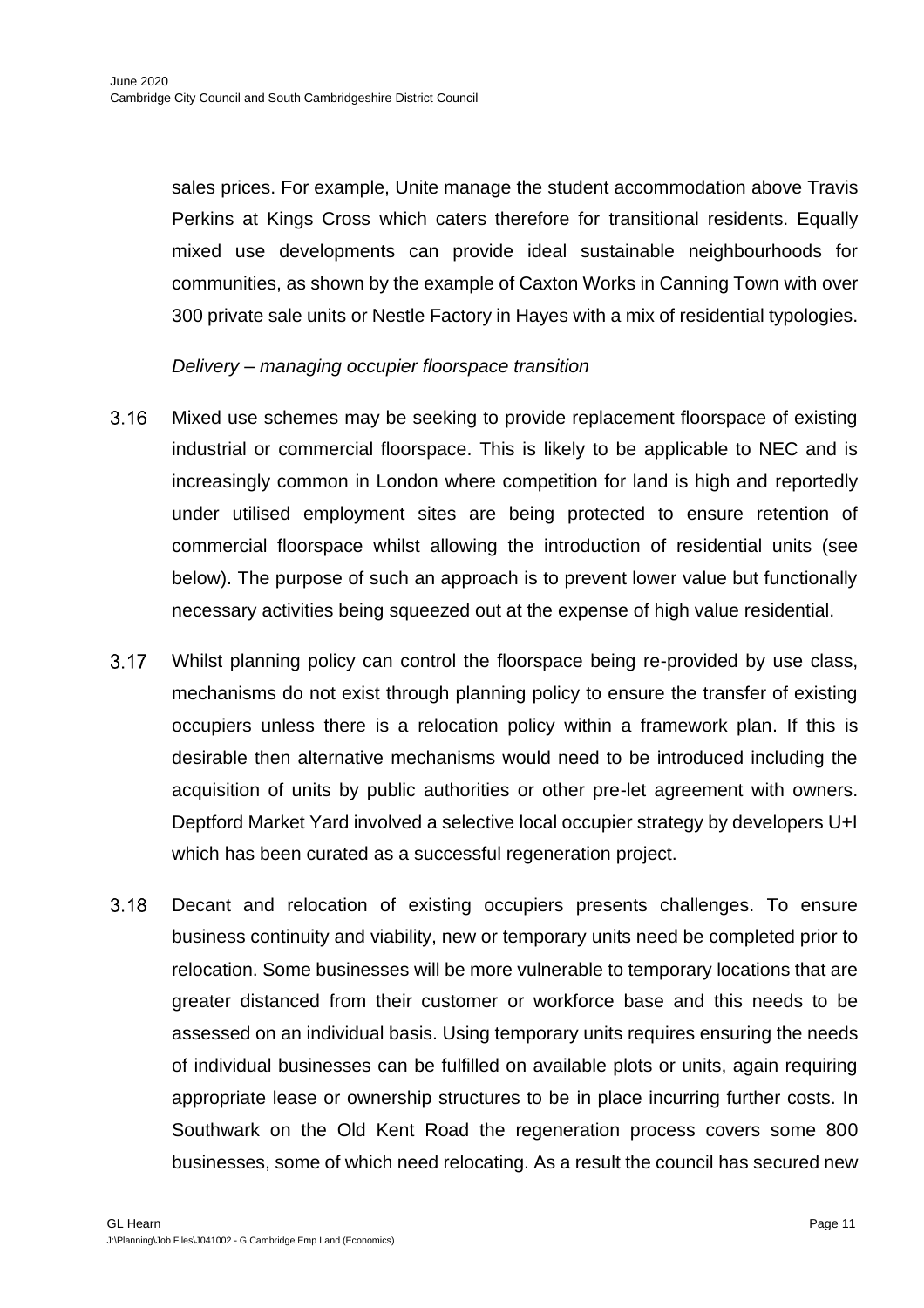sales prices. For example, Unite manage the student accommodation above Travis Perkins at Kings Cross which caters therefore for transitional residents. Equally mixed use developments can provide ideal sustainable neighbourhoods for communities, as shown by the example of Caxton Works in Canning Town with over 300 private sale units or Nestle Factory in Hayes with a mix of residential typologies.

*Delivery – managing occupier floorspace transition*

3.16 Mixed use schemes may be seeking to provide replacement floorspace of existing industrial or commercial floorspace. This is likely to be applicable to NEC and is increasingly common in London where competition for land is high and reportedly under utilised employment sites are being protected to ensure retention of commercial floorspace whilst allowing the introduction of residential units (see below). The purpose of such an approach is to prevent lower value but functionally necessary activities being squeezed out at the expense of high value residential.

3.17 Whilst planning policy can control the floorspace being re-provided by use class, mechanisms do not exist through planning policy to ensure the transfer of existing occupiers unless there is a relocation policy within a framework plan. If this is desirable then alternative mechanisms would need to be introduced including the acquisition of units by public authorities or other pre-let agreement with owners. Deptford Market Yard involved a selective local occupier strategy by developers U+I which has been curated as a successful regeneration project.

3.18 Decant and relocation of existing occupiers presents challenges. To ensure business continuity and viability, new or temporary units need be completed prior to relocation. Some businesses will be more vulnerable to temporary locations that are greater distanced from their customer or workforce base and this needs to be assessed on an individual basis. Using temporary units requires ensuring the needs of individual businesses can be fulfilled on available plots or units, again requiring appropriate lease or ownership structures to be in place incurring further costs. In Southwark on the Old Kent Road the regeneration process covers some 800 businesses, some of which need relocating. As a result the council has secured new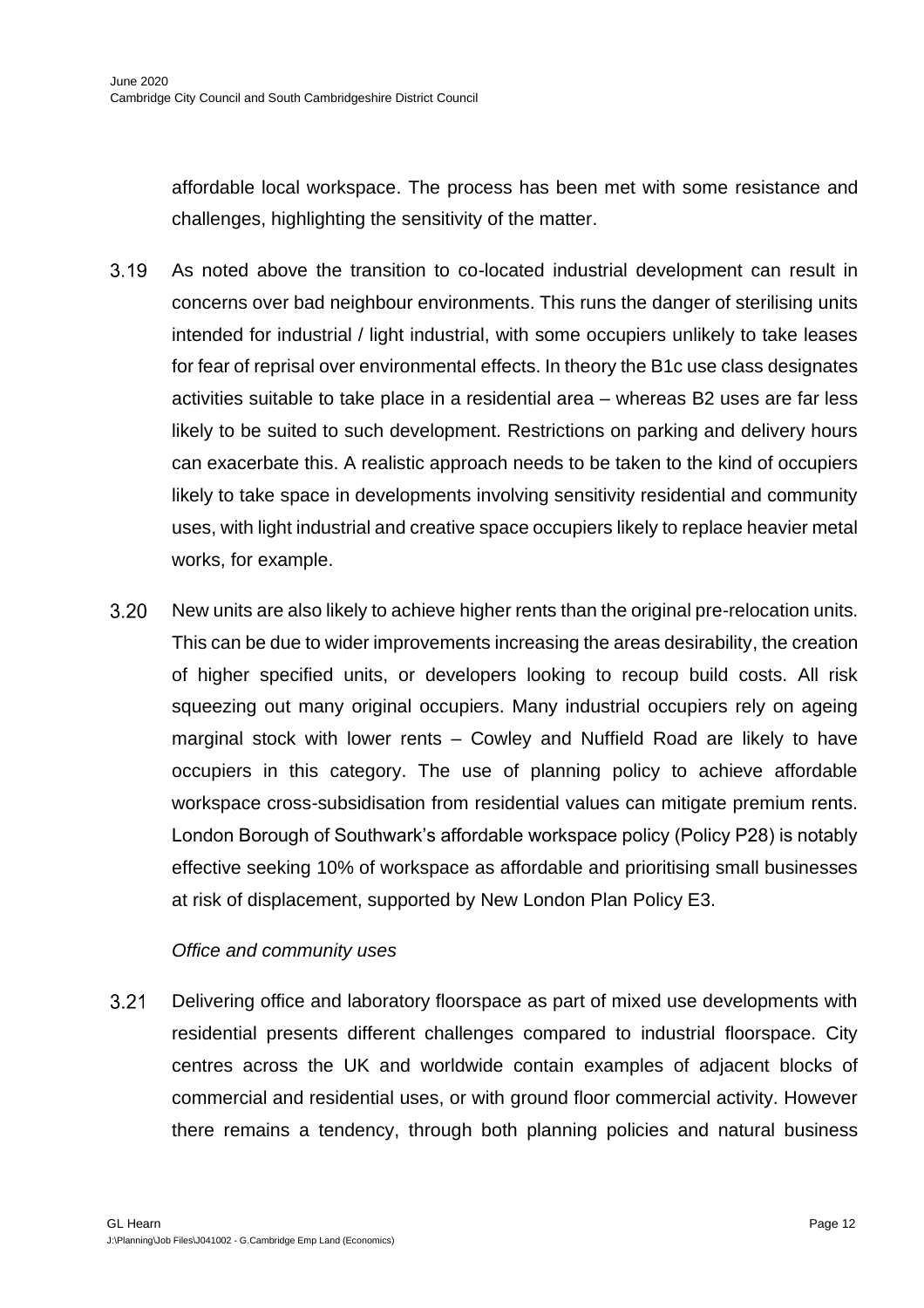affordable local workspace. The process has been met with some resistance and challenges, highlighting the sensitivity of the matter.

3.19 As noted above the transition to co-located industrial development can result in concerns over bad neighbour environments. This runs the danger of sterilising units intended for industrial / light industrial, with some occupiers unlikely to take leases for fear of reprisal over environmental effects. In theory the B1c use class designates activities suitable to take place in a residential area – whereas B2 uses are far less likely to be suited to such development. Restrictions on parking and delivery hours can exacerbate this. A realistic approach needs to be taken to the kind of occupiers likely to take space in developments involving sensitivity residential and community uses, with light industrial and creative space occupiers likely to replace heavier metal works, for example.

3.20 New units are also likely to achieve higher rents than the original pre-relocation units. This can be due to wider improvements increasing the areas desirability, the creation of higher specified units, or developers looking to recoup build costs. All risk squeezing out many original occupiers. Many industrial occupiers rely on ageing marginal stock with lower rents – Cowley and Nuffield Road are likely to have occupiers in this category. The use of planning policy to achieve affordable workspace cross-subsidisation from residential values can mitigate premium rents. London Borough of Southwark's affordable workspace policy (Policy P28) is notably effective seeking 10% of workspace as affordable and prioritising small businesses at risk of displacement, supported by New London Plan Policy E3.

*Office and community uses*

3.21 Delivering office and laboratory floorspace as part of mixed use developments with residential presents different challenges compared to industrial floorspace. City centres across the UK and worldwide contain examples of adjacent blocks of commercial and residential uses, or with ground floor commercial activity. However there remains a tendency, through both planning policies and natural business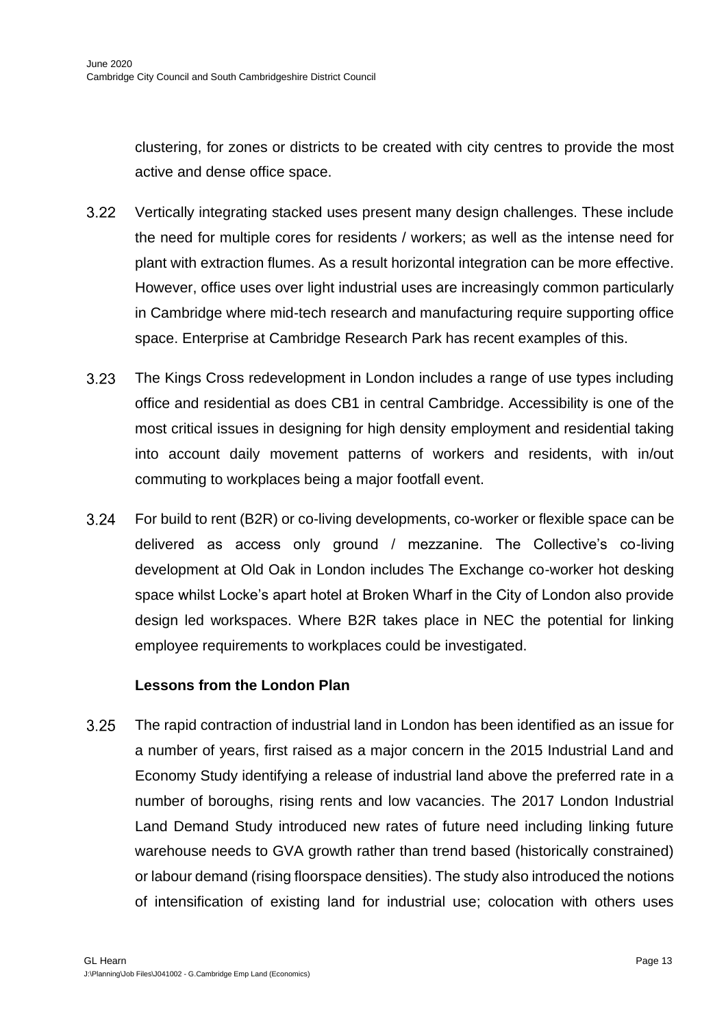clustering, for zones or districts to be created with city centres to provide the most active and dense office space.

3.22 Vertically integrating stacked uses present many design challenges. These include the need for multiple cores for residents / workers; as well as the intense need for plant with extraction flumes. As a result horizontal integration can be more effective. However, office uses over light industrial uses are increasingly common particularly in Cambridge where mid-tech research and manufacturing require supporting office space. Enterprise at Cambridge Research Park has recent examples of this.

3.23 The Kings Cross redevelopment in London includes a range of use types including office and residential as does CB1 in central Cambridge. Accessibility is one of the most critical issues in designing for high density employment and residential taking into account daily movement patterns of workers and residents, with in/out commuting to workplaces being a major footfall event.

3.24 For build to rent (B2R) or co-living developments, co-worker or flexible space can be delivered as access only ground / mezzanine. The Collective's co-living development at Old Oak in London includes The Exchange co-worker hot desking space whilst Locke's apart hotel at Broken Wharf in the City of London also provide design led workspaces. Where B2R takes place in NEC the potential for linking employee requirements to workplaces could be investigated.

**Lessons from the London Plan**

3.25 The rapid contraction of industrial land in London has been identified as an issue for a number of years, first raised as a major concern in the 2015 Industrial Land and Economy Study identifying a release of industrial land above the preferred rate in a number of boroughs, rising rents and low vacancies. The 2017 London Industrial Land Demand Study introduced new rates of future need including linking future warehouse needs to GVA growth rather than trend based (historically constrained) or labour demand (rising floorspace densities). The study also introduced the notions of intensification of existing land for industrial use; colocation with others uses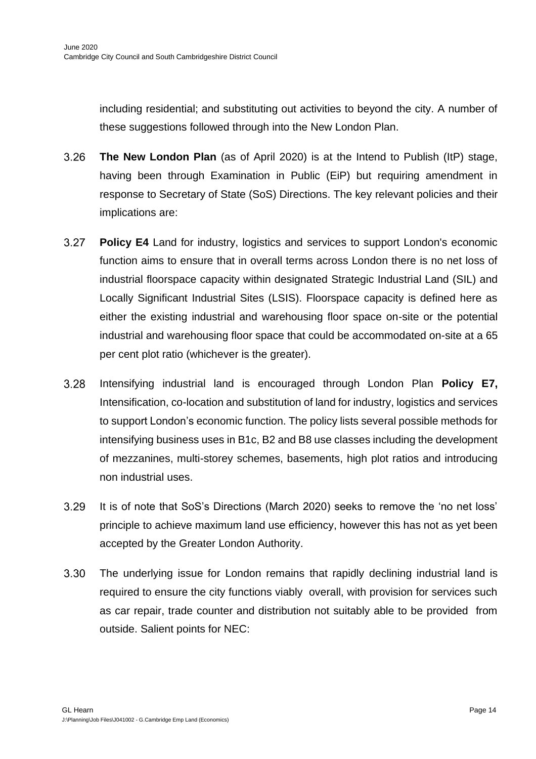including residential; and substituting out activities to beyond the city. A number of these suggestions followed through into the New London Plan.

3.26 **The New London Plan** (as of April 2020) is at the Intend to Publish (ItP) stage, having been through Examination in Public (EiP) but requiring amendment in response to Secretary of State (SoS) Directions. The key relevant policies and their implications are:

3.27 **Policy E4** Land for industry, logistics and services to support London's economic function aims to ensure that in overall terms across London there is no net loss of industrial floorspace capacity within designated Strategic Industrial Land (SIL) and Locally Significant Industrial Sites (LSIS). Floorspace capacity is defined here as either the existing industrial and warehousing floor space on-site or the potential industrial and warehousing floor space that could be accommodated on-site at a 65 per cent plot ratio (whichever is the greater).

3.28 Intensifying industrial land is encouraged through London Plan **Policy E7,** Intensification, co-location and substitution of land for industry, logistics and services to support London's economic function. The policy lists several possible methods for intensifying business uses in B1c, B2 and B8 use classes including the development of mezzanines, multi-storey schemes, basements, high plot ratios and introducing non industrial uses.

3.29 It is of note that SoS's Directions (March 2020) seeks to remove the 'no net loss' principle to achieve maximum land use efficiency, however this has not as yet been accepted by the Greater London Authority.

3.30 The underlying issue for London remains that rapidly declining industrial land is required to ensure the city functions viably overall, with provision for services such as car repair, trade counter and distribution not suitably able to be provided from outside. Salient points for NEC: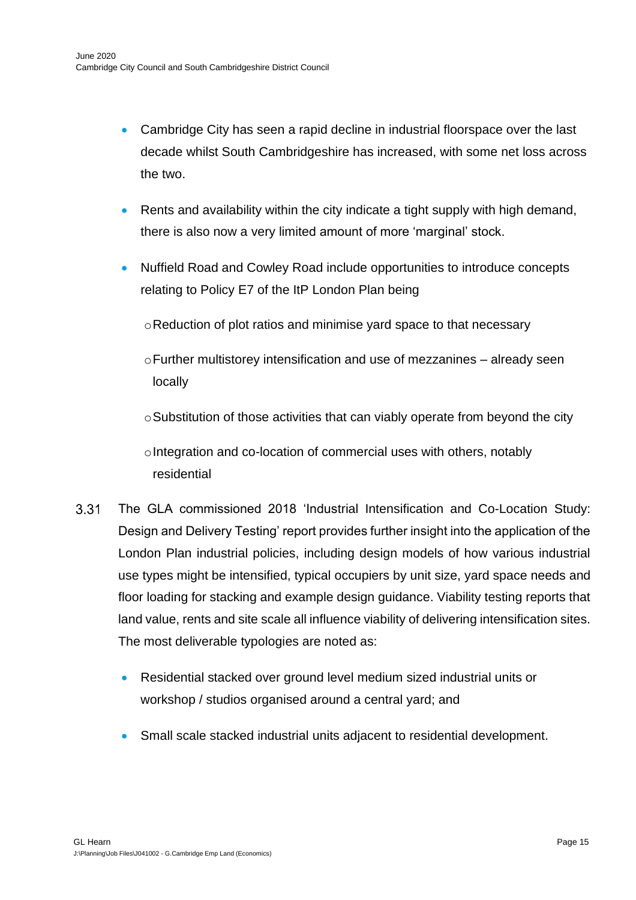- Cambridge City has seen a rapid decline in industrial floorspace over the last decade whilst South Cambridgeshire has increased, with some net loss across the two.
- Rents and availability within the city indicate a tight supply with high demand, there is also now a very limited amount of more 'marginal' stock.
- Nuffield Road and Cowley Road include opportunities to introduce concepts relating to Policy E7 of the ItP London Plan being
    - Reduction of plot ratios and minimise yard space to that necessary
    - Further multistorey intensification and use of mezzanines – already seen locally
    - Substitution of those activities that can viably operate from beyond the city
    - Integration and co-location of commercial uses with others, notably residential

3.31 The GLA commissioned 2018 'Industrial Intensification and Co-Location Study: Design and Delivery Testing' report provides further insight into the application of the London Plan industrial policies, including design models of how various industrial use types might be intensified, typical occupiers by unit size, yard space needs and floor loading for stacking and example design guidance. Viability testing reports that land value, rents and site scale all influence viability of delivering intensification sites. The most deliverable typologies are noted as:

- Residential stacked over ground level medium sized industrial units or workshop / studios organised around a central yard; and
- Small scale stacked industrial units adjacent to residential development.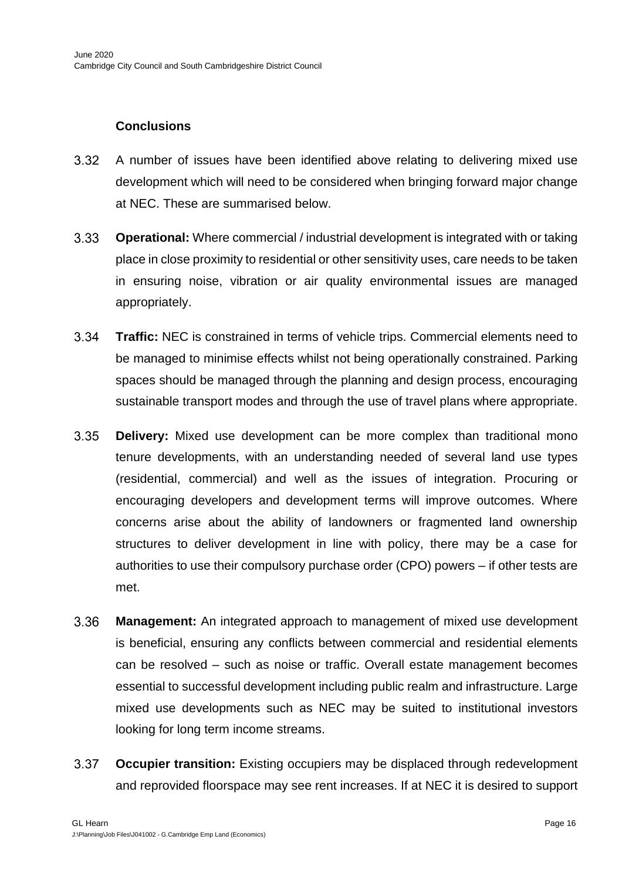### Conclusions

3.32 A number of issues have been identified above relating to delivering mixed use development which will need to be considered when bringing forward major change at NEC. These are summarised below.

3.33 **Operational:** Where commercial / industrial development is integrated with or taking place in close proximity to residential or other sensitivity uses, care needs to be taken in ensuring noise, vibration or air quality environmental issues are managed appropriately.

3.34 **Traffic:** NEC is constrained in terms of vehicle trips. Commercial elements need to be managed to minimise effects whilst not being operationally constrained. Parking spaces should be managed through the planning and design process, encouraging sustainable transport modes and through the use of travel plans where appropriate.

3.35 **Delivery:** Mixed use development can be more complex than traditional mono tenure developments, with an understanding needed of several land use types (residential, commercial) and well as the issues of integration. Procuring or encouraging developers and development terms will improve outcomes. Where concerns arise about the ability of landowners or fragmented land ownership structures to deliver development in line with policy, there may be a case for authorities to use their compulsory purchase order (CPO) powers – if other tests are met.

3.36 **Management:** An integrated approach to management of mixed use development is beneficial, ensuring any conflicts between commercial and residential elements can be resolved – such as noise or traffic. Overall estate management becomes essential to successful development including public realm and infrastructure. Large mixed use developments such as NEC may be suited to institutional investors looking for long term income streams.

3.37 **Occupier transition:** Existing occupiers may be displaced through redevelopment and reprovided floorspace may see rent increases. If at NEC it is desired to support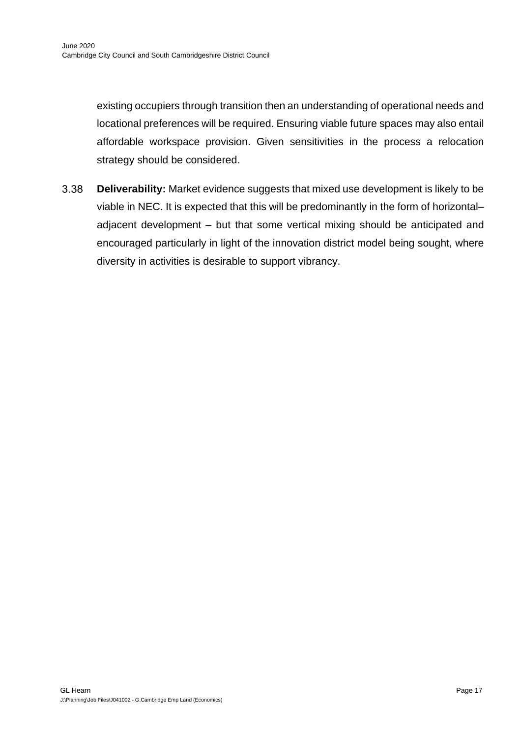existing occupiers through transition then an understanding of operational needs and locational preferences will be required. Ensuring viable future spaces may also entail affordable workspace provision. Given sensitivities in the process a relocation strategy should be considered.

3.38 **Deliverability:** Market evidence suggests that mixed use development is likely to be viable in NEC. It is expected that this will be predominantly in the form of horizontal–adjacent development – but that some vertical mixing should be anticipated and encouraged particularly in light of the innovation district model being sought, where diversity in activities is desirable to support vibrancy.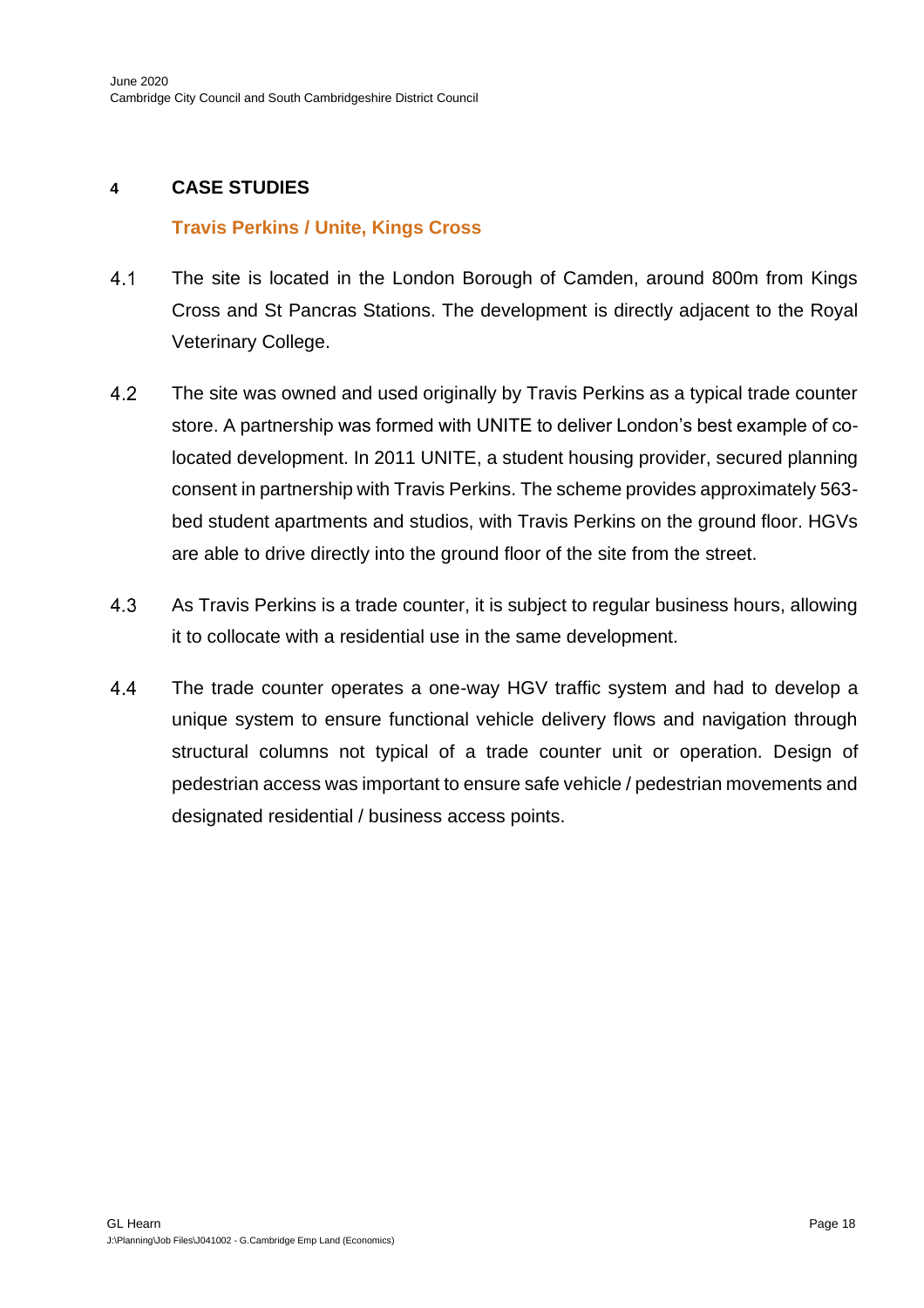## 4 CASE STUDIES

### Travis Perkins / Unite, Kings Cross

4.1 The site is located in the London Borough of Camden, around 800m from Kings Cross and St Pancras Stations. The development is directly adjacent to the Royal Veterinary College.

4.2 The site was owned and used originally by Travis Perkins as a typical trade counter store. A partnership was formed with UNITE to deliver London's best example of co-located development. In 2011 UNITE, a student housing provider, secured planning consent in partnership with Travis Perkins. The scheme provides approximately 563-bed student apartments and studios, with Travis Perkins on the ground floor. HGVs are able to drive directly into the ground floor of the site from the street.

4.3 As Travis Perkins is a trade counter, it is subject to regular business hours, allowing it to collocate with a residential use in the same development.

4.4 The trade counter operates a one-way HGV traffic system and had to develop a unique system to ensure functional vehicle delivery flows and navigation through structural columns not typical of a trade counter unit or operation. Design of pedestrian access was important to ensure safe vehicle / pedestrian movements and designated residential / business access points.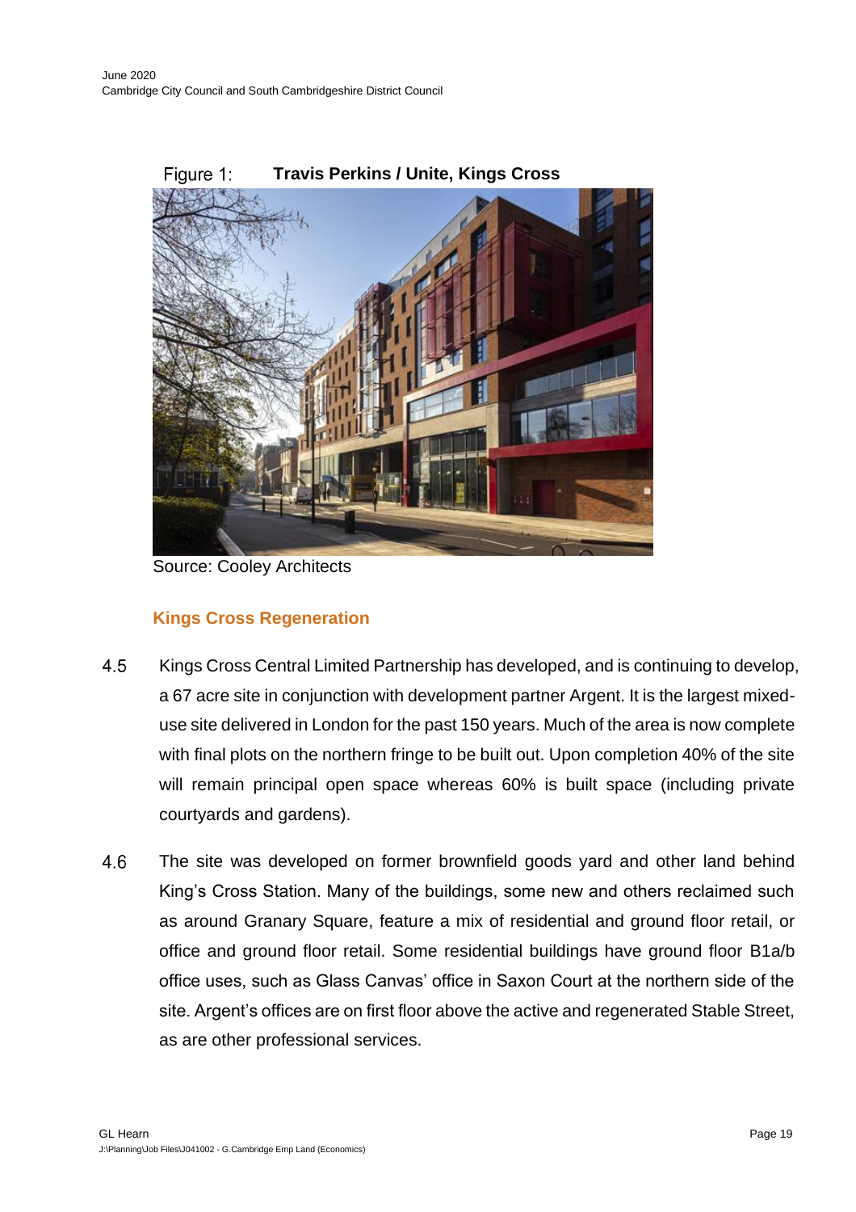Figure 1: **Travis Perkins / Unite, Kings Cross**

Source: Cooley Architects

### Kings Cross Regeneration

4.5 Kings Cross Central Limited Partnership has developed, and is continuing to develop, a 67 acre site in conjunction with development partner Argent. It is the largest mixed-use site delivered in London for the past 150 years. Much of the area is now complete with final plots on the northern fringe to be built out. Upon completion 40% of the site will remain principal open space whereas 60% is built space (including private courtyards and gardens).

4.6 The site was developed on former brownfield goods yard and other land behind King's Cross Station. Many of the buildings, some new and others reclaimed such as around Granary Square, feature a mix of residential and ground floor retail, or office and ground floor retail. Some residential buildings have ground floor B1a/b office uses, such as Glass Canvas' office in Saxon Court at the northern side of the site. Argent's offices are on first floor above the active and regenerated Stable Street, as are other professional services.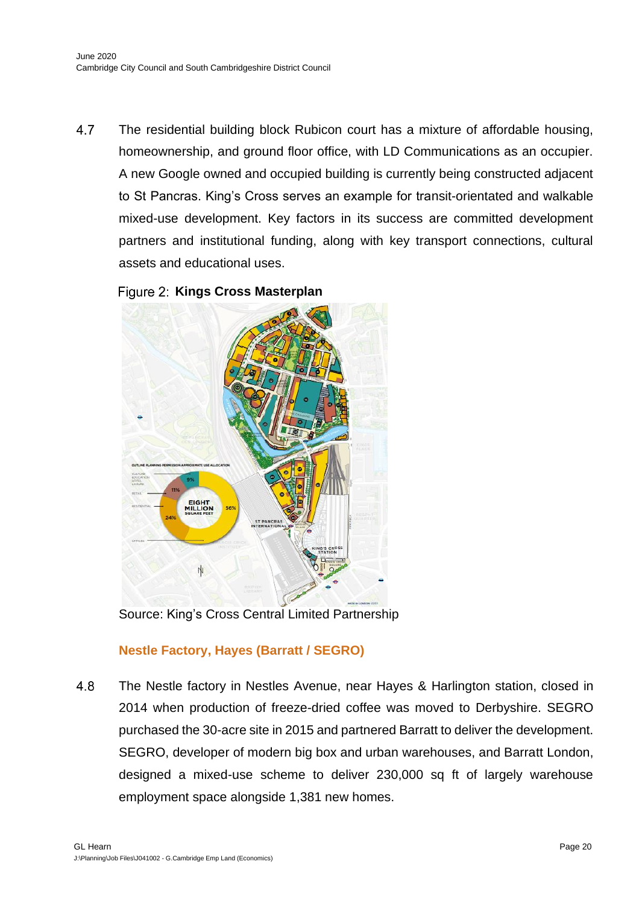4.7 The residential building block Rubicon court has a mixture of affordable housing, homeownership, and ground floor office, with LD Communications as an occupier. A new Google owned and occupied building is currently being constructed adjacent to St Pancras. King's Cross serves an example for transit-orientated and walkable mixed-use development. Key factors in its success are committed development partners and institutional funding, along with key transport connections, cultural assets and educational uses.

Figure 2: **Kings Cross Masterplan**

Source: King's Cross Central Limited Partnership

### Nestle Factory, Hayes (Barratt / SEGRO)

4.8 The Nestle factory in Nestles Avenue, near Hayes & Harlington station, closed in 2014 when production of freeze-dried coffee was moved to Derbyshire. SEGRO purchased the 30-acre site in 2015 and partnered Barratt to deliver the development. SEGRO, developer of modern big box and urban warehouses, and Barratt London, designed a mixed-use scheme to deliver 230,000 sq ft of largely warehouse employment space alongside 1,381 new homes.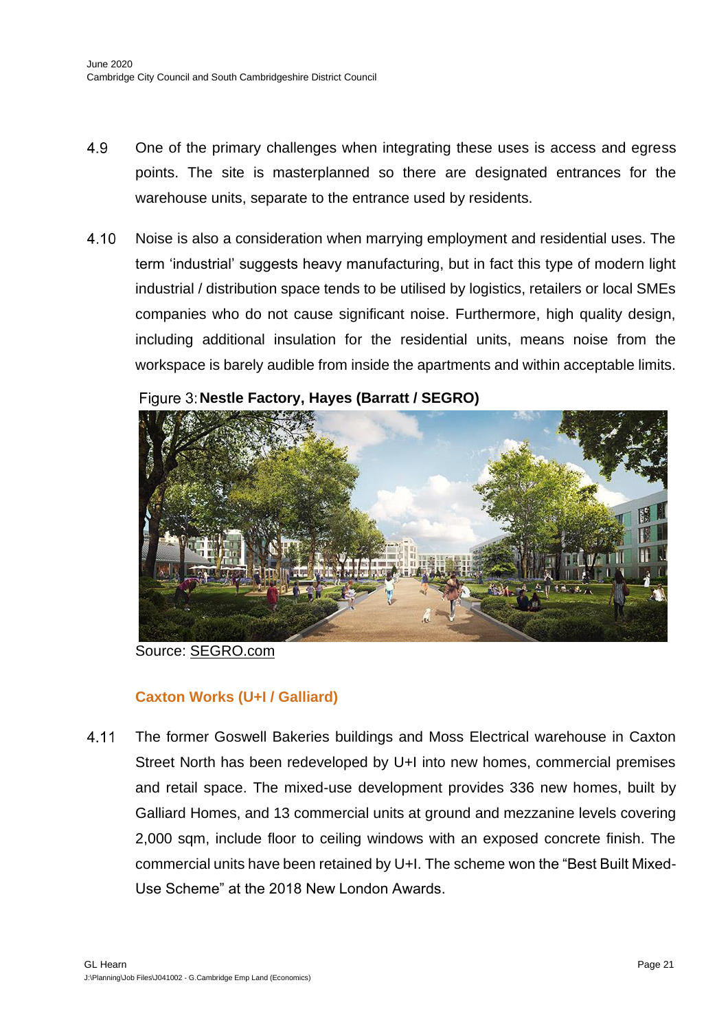4.9 One of the primary challenges when integrating these uses is access and egress points. The site is masterplanned so there are designated entrances for the warehouse units, separate to the entrance used by residents.

4.10 Noise is also a consideration when marrying employment and residential uses. The term 'industrial' suggests heavy manufacturing, but in fact this type of modern light industrial / distribution space tends to be utilised by logistics, retailers or local SMEs companies who do not cause significant noise. Furthermore, high quality design, including additional insulation for the residential units, means noise from the workspace is barely audible from inside the apartments and within acceptable limits.

Figure 3: **Nestle Factory, Hayes (Barratt / SEGRO)**

Source: SEGRO.com

### Caxton Works (U+I / Galliard)

4.11 The former Goswell Bakeries buildings and Moss Electrical warehouse in Caxton Street North has been redeveloped by U+I into new homes, commercial premises and retail space. The mixed-use development provides 336 new homes, built by Galliard Homes, and 13 commercial units at ground and mezzanine levels covering 2,000 sqm, include floor to ceiling windows with an exposed concrete finish. The commercial units have been retained by U+I. The scheme won the "Best Built Mixed-Use Scheme" at the 2018 New London Awards.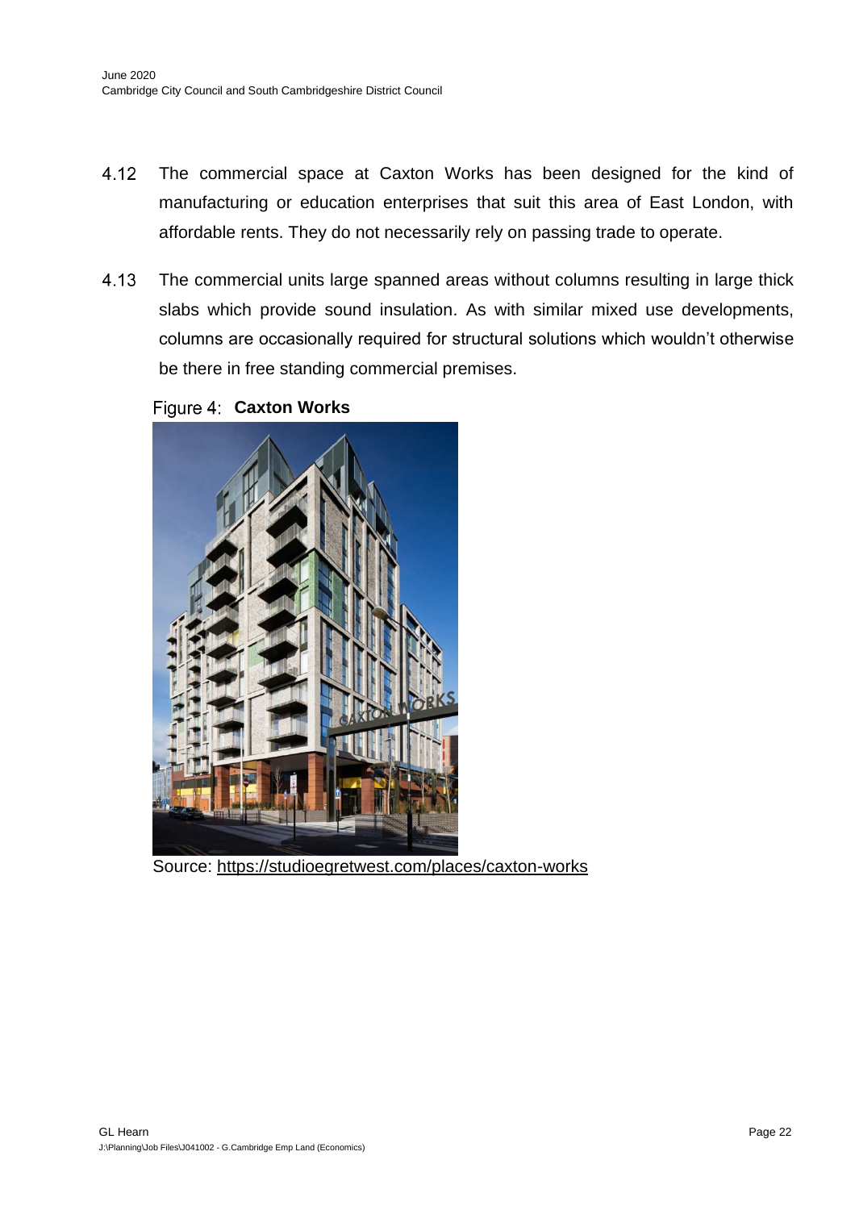4.12 The commercial space at Caxton Works has been designed for the kind of manufacturing or education enterprises that suit this area of East London, with affordable rents. They do not necessarily rely on passing trade to operate.

4.13 The commercial units large spanned areas without columns resulting in large thick slabs which provide sound insulation. As with similar mixed use developments, columns are occasionally required for structural solutions which wouldn't otherwise be there in free standing commercial premises.

Figure 4: **Caxton Works**

Source: https://studioegretwest.com/places/caxton-works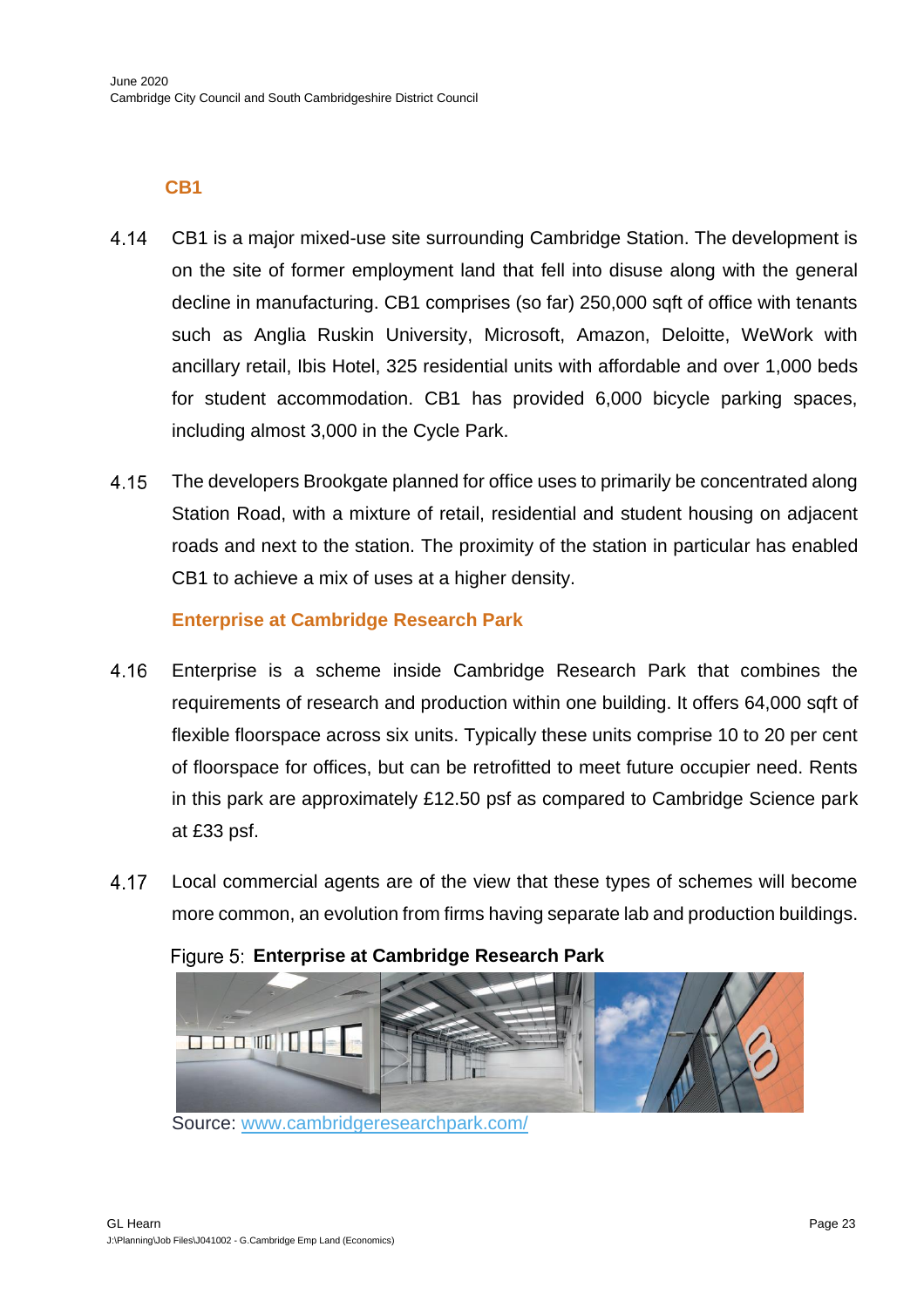### CB1

4.14 CB1 is a major mixed-use site surrounding Cambridge Station. The development is on the site of former employment land that fell into disuse along with the general decline in manufacturing. CB1 comprises (so far) 250,000 sqft of office with tenants such as Anglia Ruskin University, Microsoft, Amazon, Deloitte, WeWork with ancillary retail, Ibis Hotel, 325 residential units with affordable and over 1,000 beds for student accommodation. CB1 has provided 6,000 bicycle parking spaces, including almost 3,000 in the Cycle Park.

4.15 The developers Brookgate planned for office uses to primarily be concentrated along Station Road, with a mixture of retail, residential and student housing on adjacent roads and next to the station. The proximity of the station in particular has enabled CB1 to achieve a mix of uses at a higher density.

### Enterprise at Cambridge Research Park

4.16 Enterprise is a scheme inside Cambridge Research Park that combines the requirements of research and production within one building. It offers 64,000 sqft of flexible floorspace across six units. Typically these units comprise 10 to 20 per cent of floorspace for offices, but can be retrofitted to meet future occupier need. Rents in this park are approximately £12.50 psf as compared to Cambridge Science park at £33 psf.

4.17 Local commercial agents are of the view that these types of schemes will become more common, an evolution from firms having separate lab and production buildings.

Figure 5: **Enterprise at Cambridge Research Park**

Source: www.cambridgeresearchpark.com/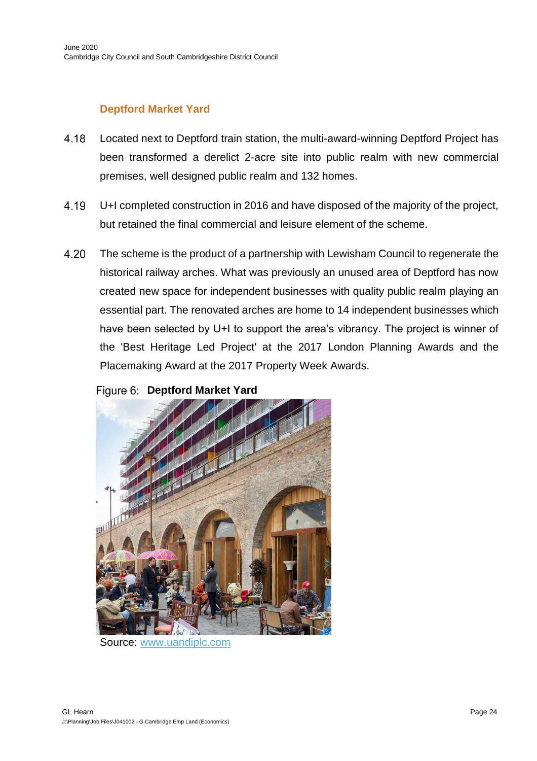### Deptford Market Yard

4.18 Located next to Deptford train station, the multi-award-winning Deptford Project has been transformed a derelict 2-acre site into public realm with new commercial premises, well designed public realm and 132 homes.

4.19 U+I completed construction in 2016 and have disposed of the majority of the project, but retained the final commercial and leisure element of the scheme.

4.20 The scheme is the product of a partnership with Lewisham Council to regenerate the historical railway arches. What was previously an unused area of Deptford has now created new space for independent businesses with quality public realm playing an essential part. The renovated arches are home to 14 independent businesses which have been selected by U+I to support the area's vibrancy. The project is winner of the 'Best Heritage Led Project' at the 2017 London Planning Awards and the Placemaking Award at the 2017 Property Week Awards.

Figure 6: **Deptford Market Yard**

Source: www.uandiplc.com